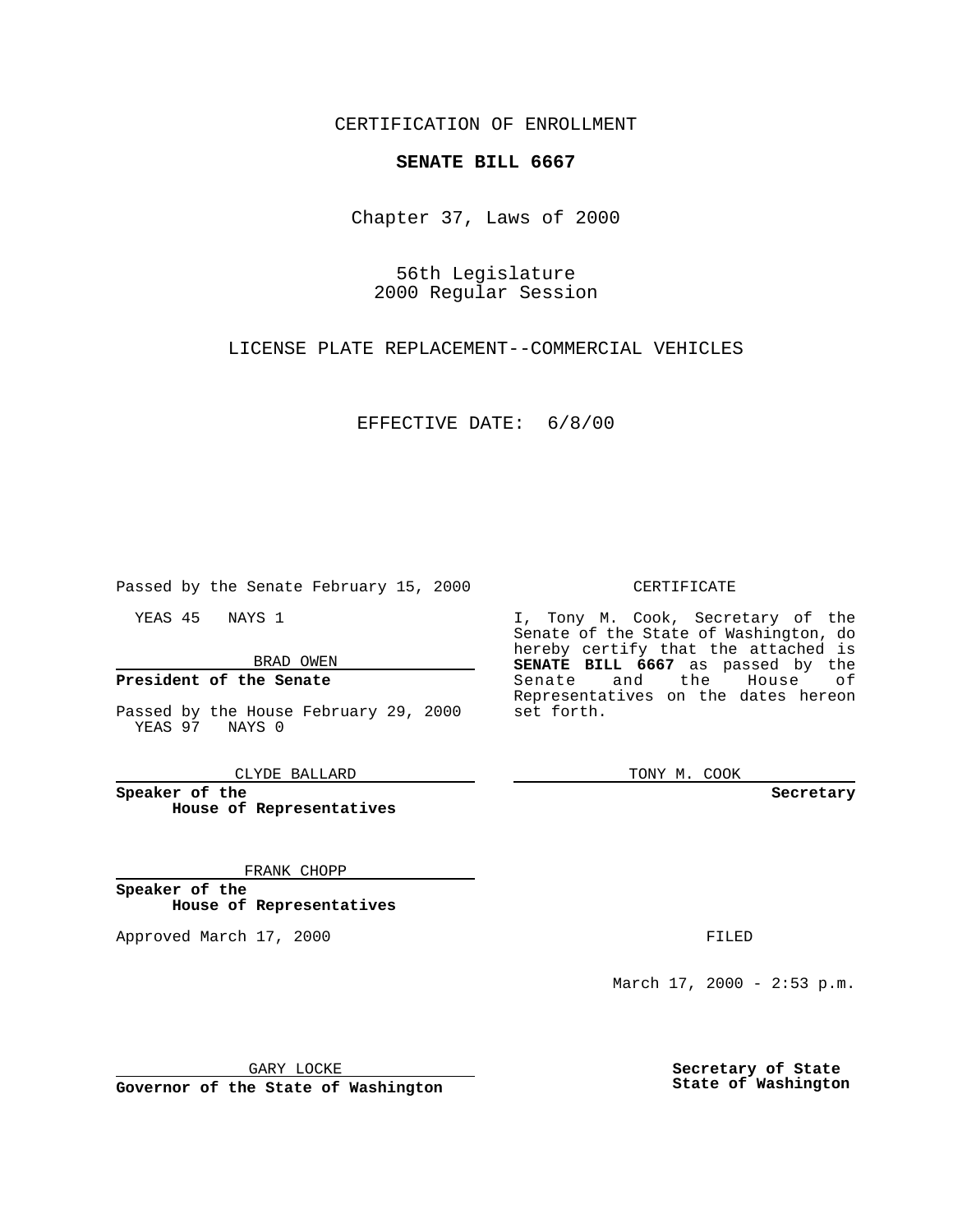CERTIFICATION OF ENROLLMENT

**SENATE BILL 6667**

Chapter 37, Laws of 2000

56th Legislature
2000 Regular Session

LICENSE PLATE REPLACEMENT--COMMERCIAL VEHICLES

EFFECTIVE DATE: 6/8/00

Passed by the Senate February 15, 2000

YEAS 45 NAYS 1

BRAD OWEN

**President of the Senate**

Passed by the House February 29, 2000
YEAS 97 NAYS 0

CLYDE BALLARD

**Speaker of the House of Representatives**

FRANK CHOPP

**Speaker of the House of Representatives**

Approved March 17, 2000

GARY LOCKE

**Governor of the State of Washington**

CERTIFICATE

I, Tony M. Cook, Secretary of the Senate of the State of Washington, do hereby certify that the attached is **SENATE BILL 6667** as passed by the Senate and the House of Representatives on the dates hereon set forth.

TONY M. COOK

**Secretary**

FILED

March 17, 2000 - 2:53 p.m.

**Secretary of State State of Washington**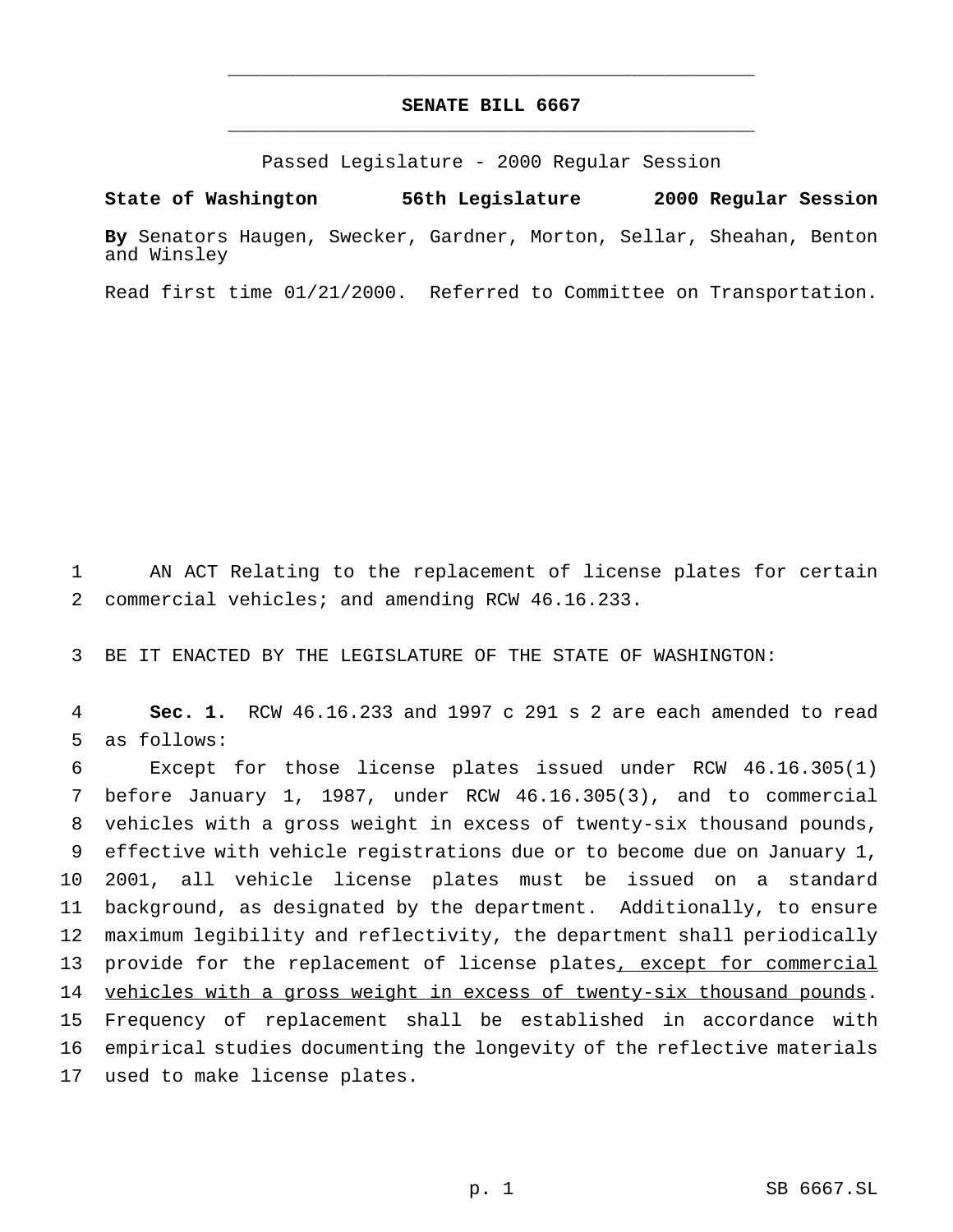# SENATE BILL 6667

Passed Legislature - 2000 Regular Session

**State of Washington 56th Legislature 2000 Regular Session**

**By** Senators Haugen, Swecker, Gardner, Morton, Sellar, Sheahan, Benton and Winsley

Read first time 01/21/2000. Referred to Committee on Transportation.

AN ACT Relating to the replacement of license plates for certain commercial vehicles; and amending RCW 46.16.233.

BE IT ENACTED BY THE LEGISLATURE OF THE STATE OF WASHINGTON:

**Sec. 1.** RCW 46.16.233 and 1997 c 291 s 2 are each amended to read as follows:

Except for those license plates issued under RCW 46.16.305(1) before January 1, 1987, under RCW 46.16.305(3), and to commercial vehicles with a gross weight in excess of twenty-six thousand pounds, effective with vehicle registrations due or to become due on January 1, 2001, all vehicle license plates must be issued on a standard background, as designated by the department. Additionally, to ensure maximum legibility and reflectivity, the department shall periodically provide for the replacement of license plates<u>, except for commercial vehicles with a gross weight in excess of twenty-six thousand pounds</u>. Frequency of replacement shall be established in accordance with empirical studies documenting the longevity of the reflective materials used to make license plates.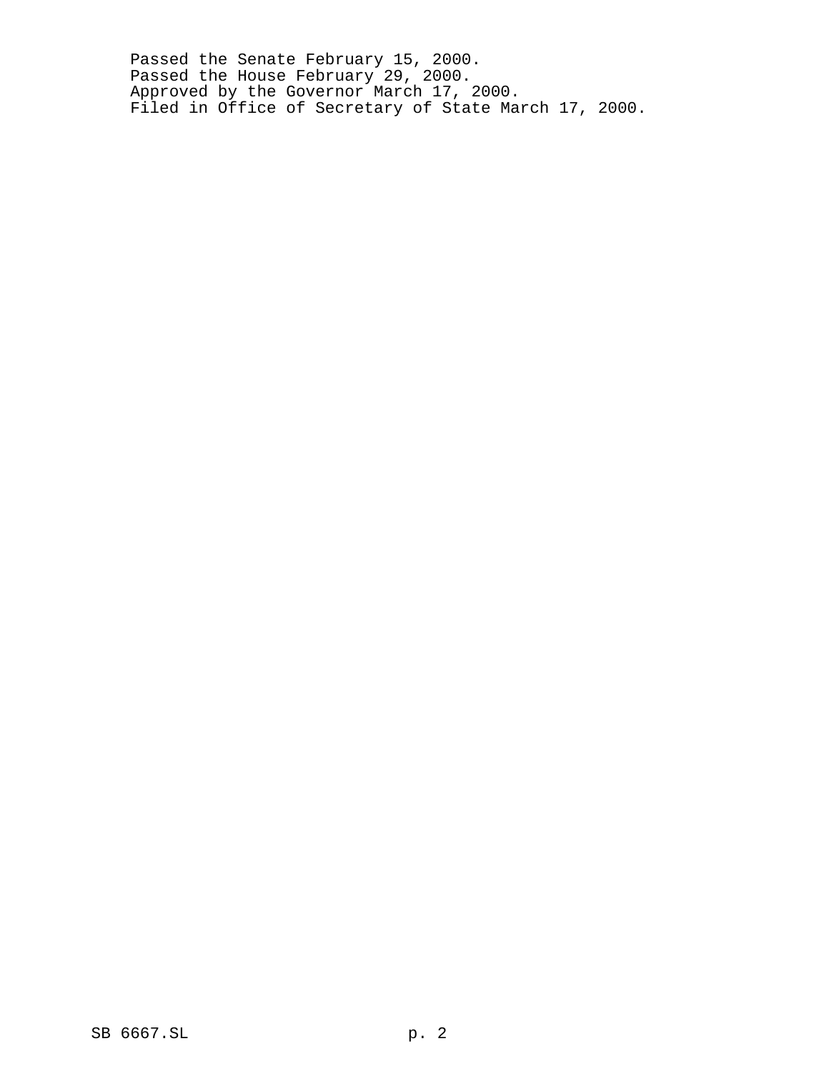Passed the Senate February 15, 2000.
Passed the House February 29, 2000.
Approved by the Governor March 17, 2000.
Filed in Office of Secretary of State March 17, 2000.